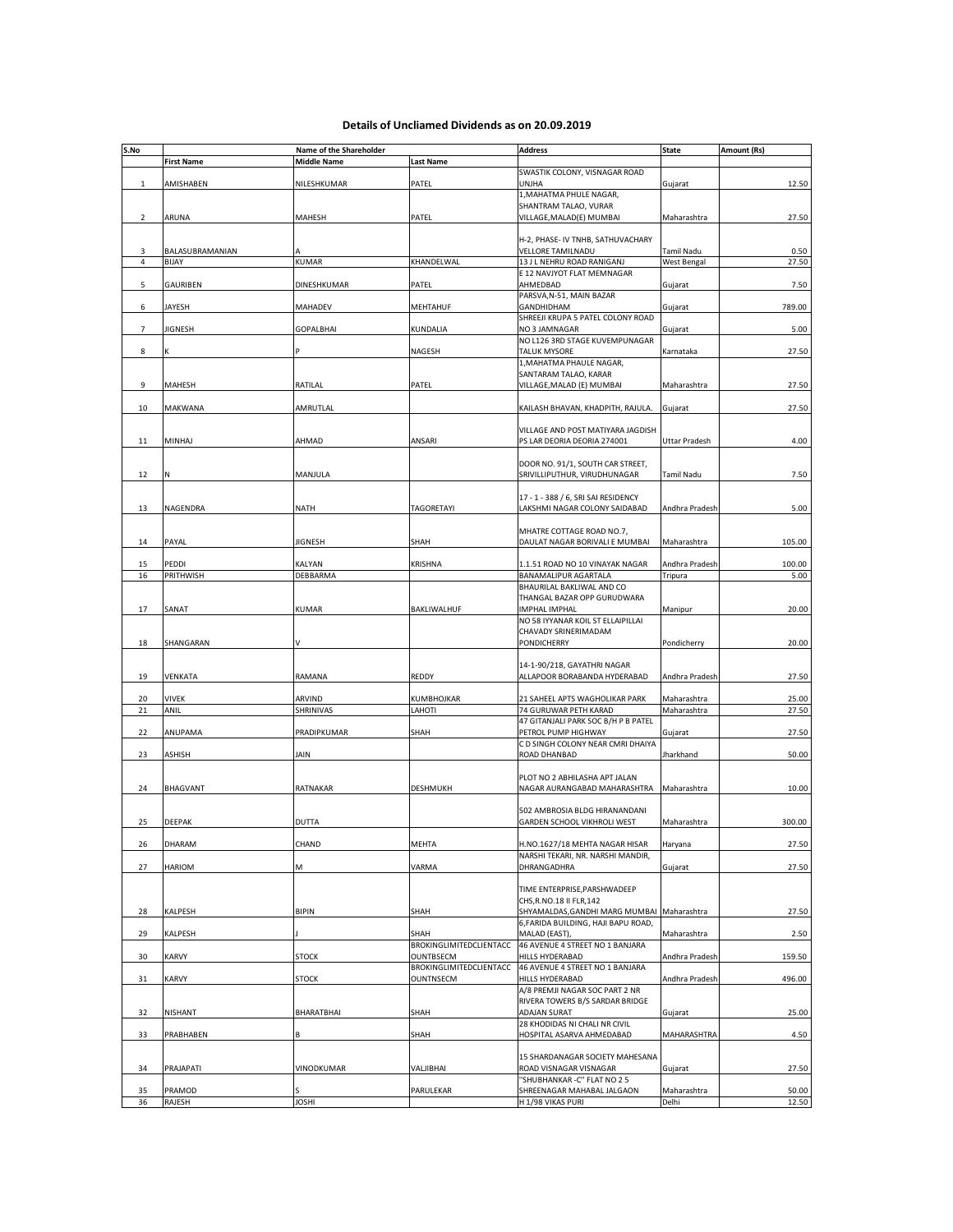## Details of Uncliamed Dividends as on 20.09.2019

| S.No | Name of the Shareholder | | | Address | State | Amount (Rs) |
|---|---|---|---|---|---|---|
| | First Name | Middle Name | Last Name | | | |
| 1 | AMISHABEN | NILESHKUMAR | PATEL | SWASTIK COLONY, VISNAGAR ROAD UNJHA | Gujarat | 12.50 |
| 2 | ARUNA | MAHESH | PATEL | 1,MAHATMA PHULE NAGAR, SHANTRAM TALAO, VURAR VILLAGE,MALAD(E) MUMBAI | Maharashtra | 27.50 |
| 3 | BALASUBRAMANIAN | A | | H-2, PHASE- IV TNHB, SATHUVACHARY VELLORE TAMILNADU | Tamil Nadu | 0.50 |
| 4 | BIJAY | KUMAR | KHANDELWAL | 13 J L NEHRU ROAD RANIGANJ | West Bengal | 27.50 |
| 5 | GAURIBEN | DINESHKUMAR | PATEL | E 12 NAVJYOT FLAT MEMNAGAR AHMEDBAD | Gujarat | 7.50 |
| 6 | JAYESH | MAHADEV | MEHTAHUF | PARSVA,N-51, MAIN BAZAR GANDHIDHAM | Gujarat | 789.00 |
| 7 | JIGNESH | GOPALBHAI | KUNDALIA | SHREEJI KRUPA 5 PATEL COLONY ROAD NO 3 JAMNAGAR | Gujarat | 5.00 |
| 8 | K | P | NAGESH | NO L126 3RD STAGE KUVEMPUNAGAR TALUK MYSORE | Karnataka | 27.50 |
| 9 | MAHESH | RATILAL | PATEL | 1,MAHATMA PHAULE NAGAR, SANTARAM TALAO, KARAR VILLAGE,MALAD (E) MUMBAI | Maharashtra | 27.50 |
| 10 | MAKWANA | AMRUTLAL | | KAILASH BHAVAN, KHADPITH, RAJULA. | Gujarat | 27.50 |
| 11 | MINHAJ | AHMAD | ANSARI | VILLAGE AND POST MATIYARA JAGDISH PS LAR DEORIA DEORIA 274001 | Uttar Pradesh | 4.00 |
| 12 | N | MANJULA | | DOOR NO. 91/1, SOUTH CAR STREET, SRIVILLIPUTHUR, VIRUDHUNAGAR | Tamil Nadu | 7.50 |
| 13 | NAGENDRA | NATH | TAGORETAYI | 17 - 1 - 388 / 6, SRI SAI RESIDENCY LAKSHMI NAGAR COLONY SAIDABAD | Andhra Pradesh | 5.00 |
| 14 | PAYAL | JIGNESH | SHAH | MHATRE COTTAGE ROAD NO.7, DAULAT NAGAR BORIVALI E MUMBAI | Maharashtra | 105.00 |
| 15 | PEDDI | KALYAN | KRISHNA | 1.1.51 ROAD NO 10 VINAYAK NAGAR | Andhra Pradesh | 100.00 |
| 16 | PRITHWISH | DEBBARMA | | BANAMALIPUR AGARTALA | Tripura | 5.00 |
| 17 | SANAT | KUMAR | BAKLIWALHUF | BHAURILAL BAKLIWAL AND CO THANGAL BAZAR OPP GURUDWARA IMPHAL IMPHAL | Manipur | 20.00 |
| 18 | SHANGARAN | V | | NO 58 IYYANAR KOIL ST ELLAIPILLAI CHAVADY SRINERIMADAM PONDICHERRY | Pondicherry | 20.00 |
| 19 | VENKATA | RAMANA | REDDY | 14-1-90/218, GAYATHRI NAGAR ALLAPOOR BORABANDA HYDERABAD | Andhra Pradesh | 27.50 |
| 20 | VIVEK | ARVIND | KUMBHOJKAR | 21 SAHEEL APTS WAGHOLIKAR PARK | Maharashtra | 25.00 |
| 21 | ANIL | SHRINIVAS | LAHOTI | 74 GURUWAR PETH KARAD | Maharashtra | 27.50 |
| 22 | ANUPAMA | PRADIPKUMAR | SHAH | 47 GITANJALI PARK SOC B/H P B PATEL PETROL PUMP HIGHWAY | Gujarat | 27.50 |
| 23 | ASHISH | JAIN | | C D SINGH COLONY NEAR CMRI DHAIYA ROAD DHANBAD | Jharkhand | 50.00 |
| 24 | BHAGVANT | RATNAKAR | DESHMUKH | PLOT NO 2 ABHILASHA APT JALAN NAGAR AURANGABAD MAHARASHTRA | Maharashtra | 10.00 |
| 25 | DEEPAK | DUTTA | | 502 AMBROSIA BLDG HIRANANDANI GARDEN SCHOOL VIKHROLI WEST | Maharashtra | 300.00 |
| 26 | DHARAM | CHAND | MEHTA | H.NO.1627/18 MEHTA NAGAR HISAR | Haryana | 27.50 |
| 27 | HARIOM | M | VARMA | NARSHI TEKARI, NR. NARSHI MANDIR, DHRANGADHRA | Gujarat | 27.50 |
| 28 | KALPESH | BIPIN | SHAH | TIME ENTERPRISE,PARSHWADEEP CHS,R.NO.18 II FLR,142 SHYAMALDAS,GANDHI MARG MUMBAI | Maharashtra | 27.50 |
| 29 | KALPESH | J | SHAH | 6,FARIDA BUILDING, HAJI BAPU ROAD, MALAD (EAST), | Maharashtra | 2.50 |
| 30 | KARVY | STOCK | BROKINGLIMITEDCLIENTACC OUNTBSECM | 46 AVENUE 4 STREET NO 1 BANJARA HILLS HYDERABAD | Andhra Pradesh | 159.50 |
| 31 | KARVY | STOCK | BROKINGLIMITEDCLIENTACC OUNTNSECM | 46 AVENUE 4 STREET NO 1 BANJARA HILLS HYDERABAD | Andhra Pradesh | 496.00 |
| 32 | NISHANT | BHARATBHAI | SHAH | A/8 PREMJI NAGAR SOC PART 2 NR RIVERA TOWERS B/S SARDAR BRIDGE ADAJAN SURAT | Gujarat | 25.00 |
| 33 | PRABHABEN | B | SHAH | 28 KHODIDAS NI CHALI NR CIVIL HOSPITAL ASARVA AHMEDABAD | MAHARASHTRA | 4.50 |
| 34 | PRAJAPATI | VINODKUMAR | VALJIBHAI | 15 SHARDANAGAR SOCIETY MAHESANA ROAD VISNAGAR VISNAGAR | Gujarat | 27.50 |
| 35 | PRAMOD | S | PARULEKAR | "SHUBHANKAR -C" FLAT NO 2 5 SHREENAGAR MAHABAL JALGAON | Maharashtra | 50.00 |
| 36 | RAJESH | JOSHI | | H 1/98 VIKAS PURI | Delhi | 12.50 |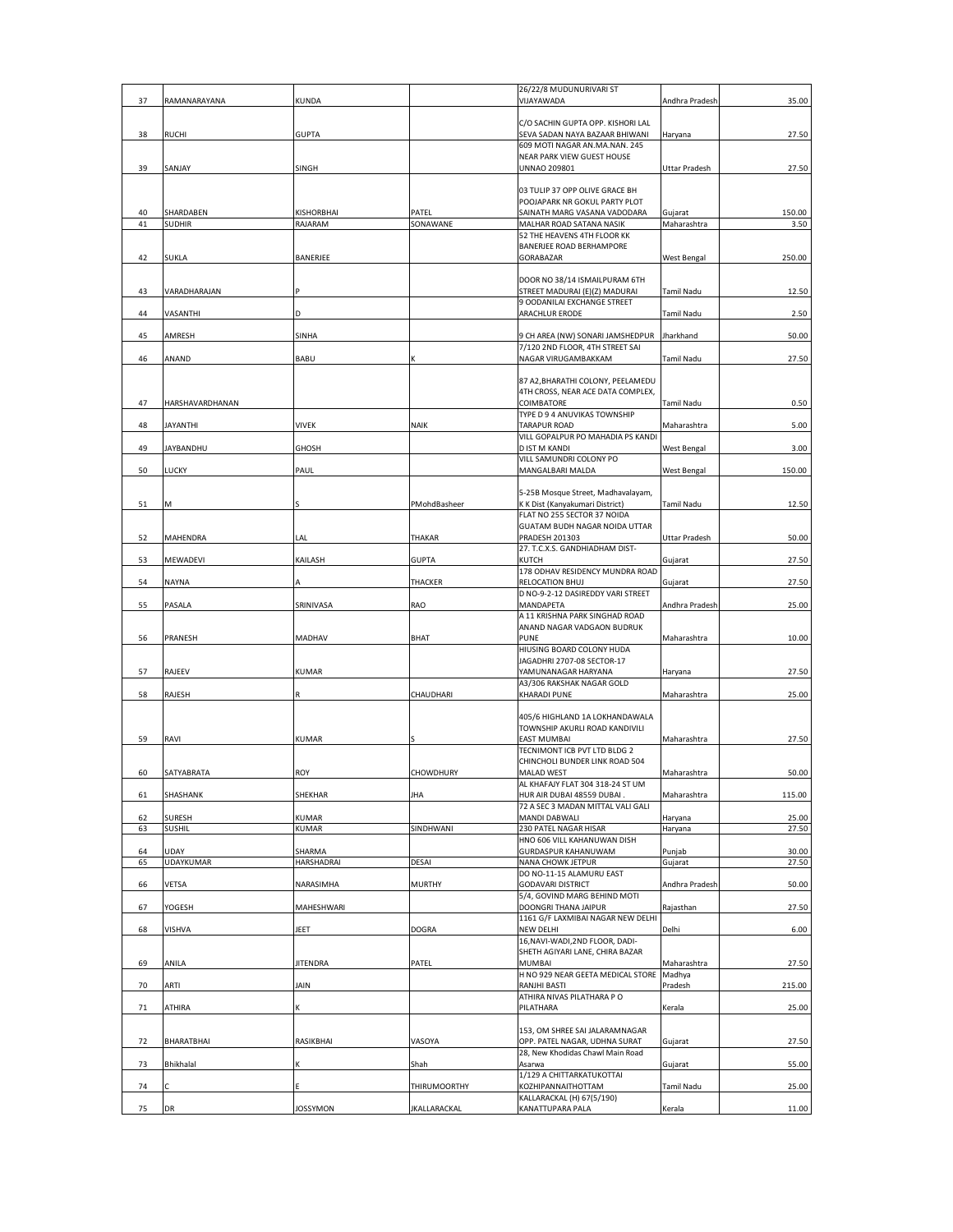| 37 | RAMANARAYANA | KUNDA | | 26/22/8 MUDUNURIVARI ST VIJAYAWADA | Andhra Pradesh | 35.00 |
|---|---|---|---|---|---|---|
| 38 | RUCHI | GUPTA | | C/O SACHIN GUPTA OPP. KISHORI LAL SEVA SADAN NAYA BAZAAR BHIWANI | Haryana | 27.50 |
| 39 | SANJAY | SINGH | | 609 MOTI NAGAR AN.MA.NAN. 245 NEAR PARK VIEW GUEST HOUSE UNNAO 209801 | Uttar Pradesh | 27.50 |
| 40 | SHARDABEN | KISHORBHAI | PATEL | 03 TULIP 37 OPP OLIVE GRACE BH POOJAPARK NR GOKUL PARTY PLOT SAINATH MARG VASANA VADODARA | Gujarat | 150.00 |
| 41 | SUDHIR | RAJARAM | SONAWANE | MALHAR ROAD SATANA NASIK | Maharashtra | 3.50 |
| 42 | SUKLA | BANERJEE | | 52 THE HEAVENS 4TH FLOOR KK BANERJEE ROAD BERHAMPORE GORABAZAR | West Bengal | 250.00 |
| 43 | VARADHARAJAN | P | | DOOR NO 38/14 ISMAILPURAM 6TH STREET MADURAI (E)(Z) MADURAI | Tamil Nadu | 12.50 |
| 44 | VASANTHI | D | | 9 OODANILAI EXCHANGE STREET ARACHLUR ERODE | Tamil Nadu | 2.50 |
| 45 | AMRESH | SINHA | | 9 CH AREA (NW) SONARI JAMSHEDPUR | Jharkhand | 50.00 |
| 46 | ANAND | BABU | K | 7/120 2ND FLOOR, 4TH STREET SAI NAGAR VIRUGAMBAKKAM | Tamil Nadu | 27.50 |
| 47 | HARSHAVARDHANAN | | | 87 A2,BHARATHI COLONY, PEELAMEDU 4TH CROSS, NEAR ACE DATA COMPLEX, COIMBATORE | Tamil Nadu | 0.50 |
| 48 | JAYANTHI | VIVEK | NAIK | TYPE D 9 4 ANUVIKAS TOWNSHIP TARAPUR ROAD | Maharashtra | 5.00 |
| 49 | JAYBANDHU | GHOSH | | VILL GOPALPUR PO MAHADIA PS KANDI D IST M KANDI | West Bengal | 3.00 |
| 50 | LUCKY | PAUL | | VILL SAMUNDRI COLONY PO MANGALBARI MALDA | West Bengal | 150.00 |
| 51 | M | S | PMohdBasheer | 5-25B Mosque Street, Madhavalayam, K K Dist (Kanyakumari District) | Tamil Nadu | 12.50 |
| 52 | MAHENDRA | LAL | THAKAR | FLAT NO 255 SECTOR 37 NOIDA GUATAM BUDH NAGAR NOIDA UTTAR PRADESH 201303 | Uttar Pradesh | 50.00 |
| 53 | MEWADEVI | KAILASH | GUPTA | 27. T.C.X.S. GANDHIADHAM DIST-KUTCH | Gujarat | 27.50 |
| 54 | NAYNA | A | THACKER | 178 ODHAV RESIDENCY MUNDRA ROAD RELOCATION BHUJ | Gujarat | 27.50 |
| 55 | PASALA | SRINIVASA | RAO | D NO-9-2-12 DASIREDDY VARI STREET MANDAPETA | Andhra Pradesh | 25.00 |
| 56 | PRANESH | MADHAV | BHAT | A 11 KRISHNA PARK SINGHAD ROAD ANAND NAGAR VADGAON BUDRUK PUNE | Maharashtra | 10.00 |
| 57 | RAJEEV | KUMAR | | HIUSING BOARD COLONY HUDA JAGADHRI 2707-08 SECTOR-17 YAMUNANAGAR HARYANA | Haryana | 27.50 |
| 58 | RAJESH | R | CHAUDHARI | A3/306 RAKSHAK NAGAR GOLD KHARADI PUNE | Maharashtra | 25.00 |
| 59 | RAVI | KUMAR | S | 405/6 HIGHLAND 1A LOKHANDAWALA TOWNSHIP AKURLI ROAD KANDIVILI EAST MUMBAI | Maharashtra | 27.50 |
| 60 | SATYABRATA | ROY | CHOWDHURY | TECNIMONT ICB PVT LTD BLDG 2 CHINCHOLI BUNDER LINK ROAD 504 MALAD WEST | Maharashtra | 50.00 |
| 61 | SHASHANK | SHEKHAR | JHA | AL KHAFAJY FLAT 304 318-24 ST UM HUR AIR DUBAI 48559 DUBAI . | Maharashtra | 115.00 |
| 62 | SURESH | KUMAR | | 72 A SEC 3 MADAN MITTAL VALI GALI MANDI DABWALI | Haryana | 25.00 |
| 63 | SUSHIL | KUMAR | SINDHWANI | 230 PATEL NAGAR HISAR | Haryana | 27.50 |
| 64 | UDAY | SHARMA | | HNO 606 VILL KAHANUWAN DISH GURDASPUR KAHANUWAM | Punjab | 30.00 |
| 65 | UDAYKUMAR | HARSHADRAI | DESAI | NANA CHOWK JETPUR | Gujarat | 27.50 |
| 66 | VETSA | NARASIMHA | MURTHY | DO NO-11-15 ALAMURU EAST GODAVARI DISTRICT | Andhra Pradesh | 50.00 |
| 67 | YOGESH | MAHESHWARI | | 5/4, GOVIND MARG BEHIND MOTI DOONGRI THANA JAIPUR | Rajasthan | 27.50 |
| 68 | VISHVA | JEET | DOGRA | 1161 G/F LAXMIBAI NAGAR NEW DELHI NEW DELHI | Delhi | 6.00 |
| 69 | ANILA | JITENDRA | PATEL | 16,NAVI-WADI,2ND FLOOR, DADI-SHETH AGIYARI LANE, CHIRA BAZAR MUMBAI | Maharashtra | 27.50 |
| 70 | ARTI | JAIN | | H NO 929 NEAR GEETA MEDICAL STORE RANJHI BASTI | Madhya Pradesh | 215.00 |
| 71 | ATHIRA | K | | ATHIRA NIVAS PILATHARA P O PILATHARA | Kerala | 25.00 |
| 72 | BHARATBHAI | RASIKBHAI | VASOYA | 153, OM SHREE SAI JALARAMNAGAR OPP. PATEL NAGAR, UDHNA SURAT | Gujarat | 27.50 |
| 73 | Bhikhalal | K | Shah | 28, New Khodidas Chawl Main Road Asarwa | Gujarat | 55.00 |
| 74 | C | E | THIRUMOORTHY | 1/129 A CHITTARKATUKOTTAI KOZHIPANNAITHOTTAM | Tamil Nadu | 25.00 |
| 75 | DR | JOSSYMON | JKALLARACKAL | KALLARACKAL (H) 67(5/190) KANATTUPARA PALA | Kerala | 11.00 |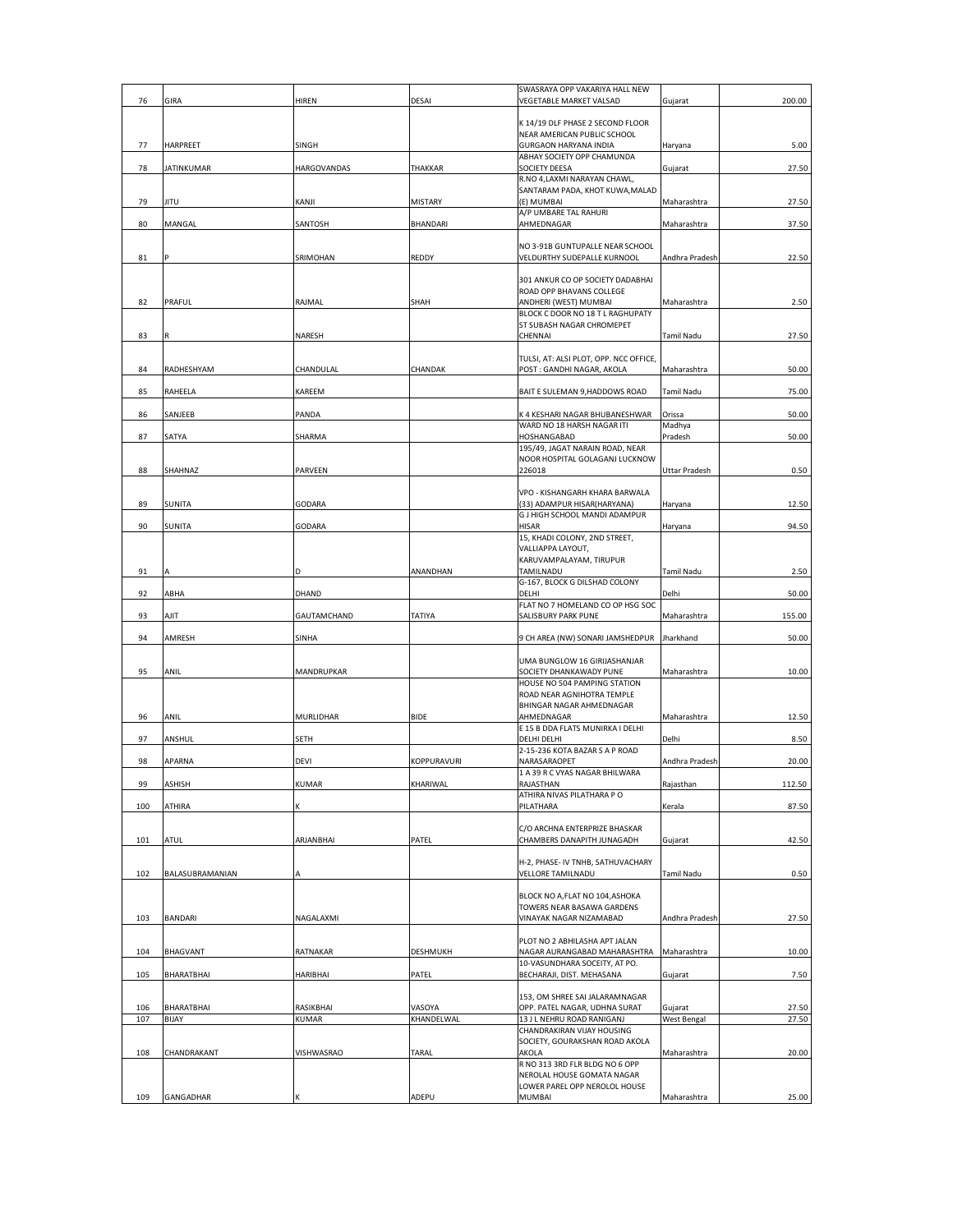| 76 | GIRA | HIREN | DESAI | SWASRAYA OPP VAKARIYA HALL NEW VEGETABLE MARKET VALSAD | Gujarat | 200.00 |
|---|---|---|---|---|---|---|
| 77 | HARPREET | SINGH | | K 14/19 DLF PHASE 2 SECOND FLOOR NEAR AMERICAN PUBLIC SCHOOL GURGAON HARYANA INDIA | Haryana | 5.00 |
| 78 | JATINKUMAR | HARGOVANDAS | THAKKAR | ABHAY SOCIETY OPP CHAMUNDA SOCIETY DEESA | Gujarat | 27.50 |
| 79 | JITU | KANJI | MISTARY | R.NO 4,LAXMI NARAYAN CHAWL, SANTARAM PADA, KHOT KUWA,MALAD (E) MUMBAI | Maharashtra | 27.50 |
| 80 | MANGAL | SANTOSH | BHANDARI | A/P UMBARE TAL RAHURI AHMEDNAGAR | Maharashtra | 37.50 |
| 81 | P | SRIMOHAN | REDDY | NO 3-91B GUNTUPALLE NEAR SCHOOL VELDURTHY SUDEPALLE KURNOOL | Andhra Pradesh | 22.50 |
| 82 | PRAFUL | RAJMAL | SHAH | 301 ANKUR CO OP SOCIETY DADABHAI ROAD OPP BHAVANS COLLEGE ANDHERI (WEST) MUMBAI | Maharashtra | 2.50 |
| 83 | R | NARESH | | BLOCK C DOOR NO 18 T L RAGHUPATY ST SUBASH NAGAR CHROMEPET CHENNAI | Tamil Nadu | 27.50 |
| 84 | RADHESHYAM | CHANDULAL | CHANDAK | TULSI, AT: ALSI PLOT, OPP. NCC OFFICE, POST : GANDHI NAGAR, AKOLA | Maharashtra | 50.00 |
| 85 | RAHEELA | KAREEM | | BAIT E SULEMAN 9,HADDOWS ROAD | Tamil Nadu | 75.00 |
| 86 | SANJEEB | PANDA | | K 4 KESHARI NAGAR BHUBANESHWAR | Orissa | 50.00 |
| 87 | SATYA | SHARMA | | WARD NO 18 HARSH NAGAR ITI HOSHANGABAD | Madhya Pradesh | 50.00 |
| 88 | SHAHNAZ | PARVEEN | | 195/49, JAGAT NARAIN ROAD, NEAR NOOR HOSPITAL GOLAGANJ LUCKNOW 226018 | Uttar Pradesh | 0.50 |
| 89 | SUNITA | GODARA | | VPO - KISHANGARH KHARA BARWALA (33) ADAMPUR HISAR(HARYANA) | Haryana | 12.50 |
| 90 | SUNITA | GODARA | | G J HIGH SCHOOL MANDI ADAMPUR HISAR | Haryana | 94.50 |
| 91 | A | D | ANANDHAN | 15, KHADI COLONY, 2ND STREET, VALLIAPPA LAYOUT, KARUVAMPALAYAM, TIRUPUR TAMILNADU | Tamil Nadu | 2.50 |
| 92 | ABHA | DHAND | | G-167, BLOCK G DILSHAD COLONY DELHI | Delhi | 50.00 |
| 93 | AJIT | GAUTAMCHAND | TATIYA | FLAT NO 7 HOMELAND CO OP HSG SOC SALISBURY PARK PUNE | Maharashtra | 155.00 |
| 94 | AMRESH | SINHA | | 9 CH AREA (NW) SONARI JAMSHEDPUR | Jharkhand | 50.00 |
| 95 | ANIL | MANDRUPKAR | | UMA BUNGLOW 16 GIRIJASHANJAR SOCIETY DHANKAWADY PUNE | Maharashtra | 10.00 |
| 96 | ANIL | MURLIDHAR | BIDE | HOUSE NO 504 PAMPING STATION ROAD NEAR AGNIHOTRA TEMPLE BHINGAR NAGAR AHMEDNAGAR AHMEDNAGAR | Maharashtra | 12.50 |
| 97 | ANSHUL | SETH | | E 15 B DDA FLATS MUNIRKA I DELHI DELHI DELHI | Delhi | 8.50 |
| 98 | APARNA | DEVI | KOPPURAVURI | 2-15-236 KOTA BAZAR S A P ROAD NARASARAOPET | Andhra Pradesh | 20.00 |
| 99 | ASHISH | KUMAR | KHARIWAL | 1 A 39 R C VYAS NAGAR BHILWARA RAJASTHAN | Rajasthan | 112.50 |
| 100 | ATHIRA | K | | ATHIRA NIVAS PILATHARA P O PILATHARA | Kerala | 87.50 |
| 101 | ATUL | ARJANBHAI | PATEL | C/O ARCHNA ENTERPRIZE BHASKAR CHAMBERS DANAPITH JUNAGADH | Gujarat | 42.50 |
| 102 | BALASUBRAMANIAN | A | | H-2, PHASE- IV TNHB, SATHUVACHARY VELLORE TAMILNADU | Tamil Nadu | 0.50 |
| 103 | BANDARI | NAGALAXMI | | BLOCK NO A,FLAT NO 104,ASHOKA TOWERS NEAR BASAWA GARDENS VINAYAK NAGAR NIZAMABAD | Andhra Pradesh | 27.50 |
| 104 | BHAGVANT | RATNAKAR | DESHMUKH | PLOT NO 2 ABHILASHA APT JALAN NAGAR AURANGABAD MAHARASHTRA | Maharashtra | 10.00 |
| 105 | BHARATBHAI | HARIBHAI | PATEL | 10-VASUNDHARA SOCEITY, AT PO. BECHARAJI, DIST. MEHASANA | Gujarat | 7.50 |
| 106 | BHARATBHAI | RASIKBHAI | VASOYA | 153, OM SHREE SAI JALARAMNAGAR OPP. PATEL NAGAR, UDHNA SURAT | Gujarat | 27.50 |
| 107 | BIJAY | KUMAR | KHANDELWAL | 13 J L NEHRU ROAD RANIGANJ | West Bengal | 27.50 |
| 108 | CHANDRAKANT | VISHWASRAO | TARAL | CHANDRAKIRAN VIJAY HOUSING SOCIETY, GOURAKSHAN ROAD AKOLA AKOLA | Maharashtra | 20.00 |
| 109 | GANGADHAR | K | ADEPU | R NO 313 3RD FLR BLDG NO 6 OPP NEROLAC HOUSE GOMATA NAGAR LOWER PAREL OPP NEROLOL HOUSE MUMBAI | Maharashtra | 25.00 |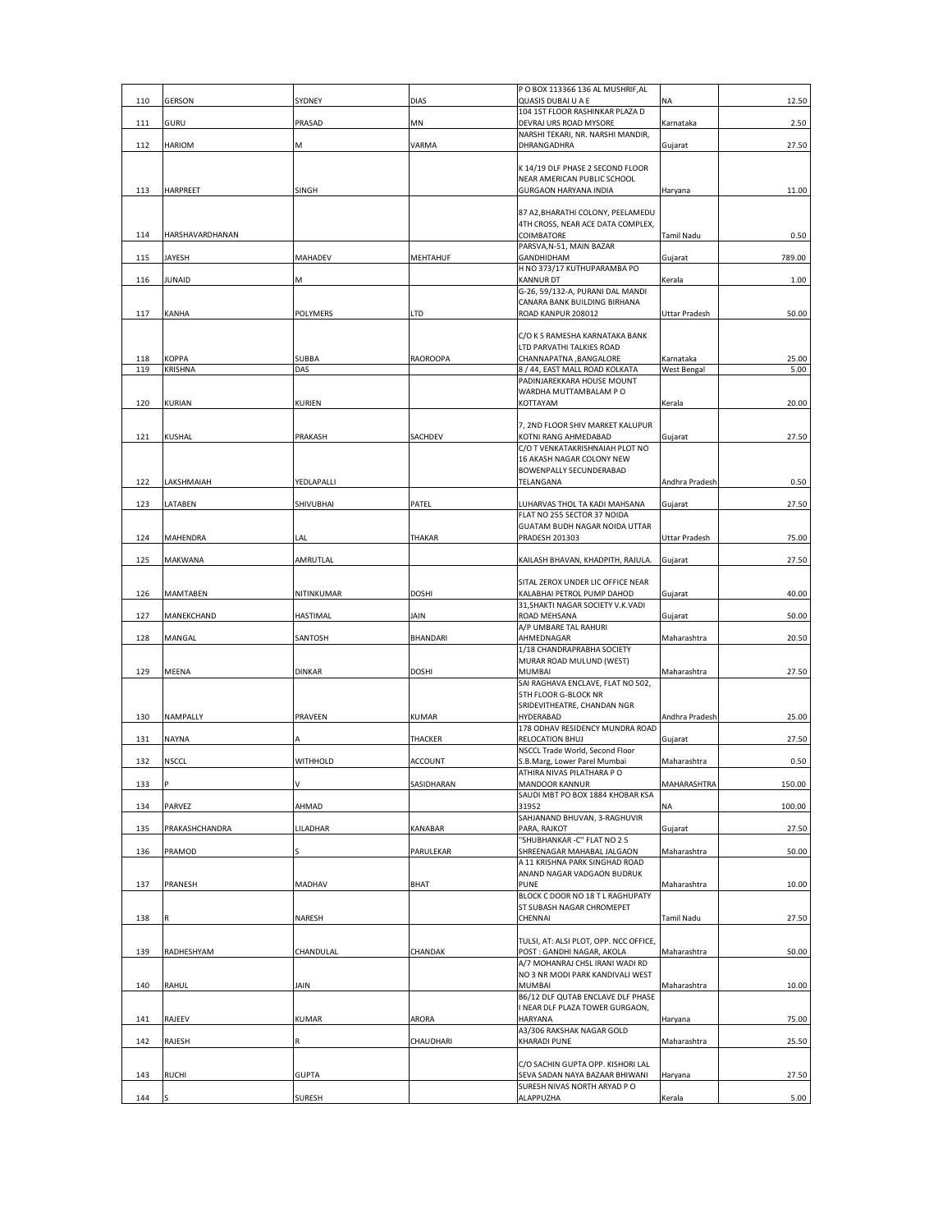| 110 | GERSON | SYDNEY | DIAS | P O BOX 113366 136 AL MUSHRIF,AL QUASIS DUBAI U A E | NA | 12.50 |
|---|---|---|---|---|---|---|
| 111 | GURU | PRASAD | MN | 104 1ST FLOOR RASHINKAR PLAZA D DEVRAJ URS ROAD MYSORE | Karnataka | 2.50 |
| 112 | HARIOM | M | VARMA | NARSHI TEKARI, NR. NARSHI MANDIR, DHRANGADHRA | Gujarat | 27.50 |
| 113 | HARPREET | SINGH | | K 14/19 DLF PHASE 2 SECOND FLOOR NEAR AMERICAN PUBLIC SCHOOL GURGAON HARYANA INDIA | Haryana | 11.00 |
| 114 | HARSHAVARDHANAN | | | 87 A2,BHARATHI COLONY, PEELAMEDU 4TH CROSS, NEAR ACE DATA COMPLEX, COIMBATORE | Tamil Nadu | 0.50 |
| 115 | JAYESH | MAHADEV | MEHTAHUF | PARSVA,N-51, MAIN BAZAR GANDHIDHAM | Gujarat | 789.00 |
| 116 | JUNAID | M | | H NO 373/17 KUTHUPARAMBA PO KANNUR DT | Kerala | 1.00 |
| 117 | KANHA | POLYMERS | LTD | G-26, 59/132-A, PURANI DAL MANDI CANARA BANK BUILDING BIRHANA ROAD KANPUR 208012 | Uttar Pradesh | 50.00 |
| 118 | KOPPA | SUBBA | RAOROOPA | C/O K S RAMESHA KARNATAKA BANK LTD PARVATHI TALKIES ROAD CHANNAPATNA ,BANGALORE | Karnataka | 25.00 |
| 119 | KRISHNA | DAS | | 8 / 44, EAST MALL ROAD KOLKATA | West Bengal | 5.00 |
| 120 | KURIAN | KURIEN | | PADINJAREKKARA HOUSE MOUNT WARDHA MUTTAMBALAM P O KOTTAYAM | Kerala | 20.00 |
| 121 | KUSHAL | PRAKASH | SACHDEV | 7, 2ND FLOOR SHIV MARKET KALUPUR KOTNI RANG AHMEDABAD | Gujarat | 27.50 |
| 122 | LAKSHMAIAH | YEDLAPALLI | | C/O T VENKATAKRISHNAIAH PLOT NO 16 AKASH NAGAR COLONY NEW BOWENPALLY SECUNDERABAD TELANGANA | Andhra Pradesh | 0.50 |
| 123 | LATABEN | SHIVUBHAI | PATEL | LUHARVAS THOL TA KADI MAHSANA | Gujarat | 27.50 |
| 124 | MAHENDRA | LAL | THAKAR | FLAT NO 255 SECTOR 37 NOIDA GUATAM BUDH NAGAR NOIDA UTTAR PRADESH 201303 | Uttar Pradesh | 75.00 |
| 125 | MAKWANA | AMRUTLAL | | KAILASH BHAVAN, KHADPITH, RAJULA. | Gujarat | 27.50 |
| 126 | MAMTABEN | NITINKUMAR | DOSHI | SITAL ZEROX UNDER LIC OFFICE NEAR KALABHAI PETROL PUMP DAHOD | Gujarat | 40.00 |
| 127 | MANEKCHAND | HASTIMAL | JAIN | 31,SHAKTI NAGAR SOCIETY V.K.VADI ROAD MEHSANA | Gujarat | 50.00 |
| 128 | MANGAL | SANTOSH | BHANDARI | A/P UMBARE TAL RAHURI AHMEDNAGAR | Maharashtra | 20.50 |
| 129 | MEENA | DINKAR | DOSHI | 1/18 CHANDRAPRABHA SOCIETY MURAR ROAD MULUND (WEST) MUMBAI | Maharashtra | 27.50 |
| 130 | NAMPALLY | PRAVEEN | KUMAR | SAI RAGHAVA ENCLAVE, FLAT NO 502, 5TH FLOOR G-BLOCK NR SRIDEVITHEATRE, CHANDAN NGR HYDERABAD | Andhra Pradesh | 25.00 |
| 131 | NAYNA | A | THACKER | 178 ODHAV RESIDENCY MUNDRA ROAD RELOCATION BHUJ | Gujarat | 27.50 |
| 132 | NSCCL | WITHHOLD | ACCOUNT | NSCCL Trade World, Second Floor S.B.Marg, Lower Parel Mumbai | Maharashtra | 0.50 |
| 133 | P | V | SASIDHARAN | ATHIRA NIVAS PILATHARA P O MANDOOR KANNUR | MAHARASHTRA | 150.00 |
| 134 | PARVEZ | AHMAD | | SAUDI MBT PO BOX 1884 KHOBAR KSA 31952 | NA | 100.00 |
| 135 | PRAKASHCHANDRA | LILADHAR | KANABAR | SAHJANAND BHUVAN, 3-RAGHUVIR PARA, RAJKOT | Gujarat | 27.50 |
| 136 | PRAMOD | S | PARULEKAR | "SHUBHANKAR -C" FLAT NO 2 5 SHREENAGAR MAHABAL JALGAON | Maharashtra | 50.00 |
| 137 | PRANESH | MADHAV | BHAT | A 11 KRISHNA PARK SINGHAD ROAD ANAND NAGAR VADGAON BUDRUK PUNE | Maharashtra | 10.00 |
| 138 | R | NARESH | | BLOCK C DOOR NO 18 T L RAGHUPATY ST SUBASH NAGAR CHROMEPET CHENNAI | Tamil Nadu | 27.50 |
| 139 | RADHESHYAM | CHANDULAL | CHANDAK | TULSI, AT: ALSI PLOT, OPP. NCC OFFICE, POST : GANDHI NAGAR, AKOLA | Maharashtra | 50.00 |
| 140 | RAHUL | JAIN | | A/7 MOHANRAJ CHSL IRANI WADI RD NO 3 NR MODI PARK KANDIVALI WEST MUMBAI | Maharashtra | 10.00 |
| 141 | RAJEEV | KUMAR | ARORA | B6/12 DLF QUTAB ENCLAVE DLF PHASE I NEAR DLF PLAZA TOWER GURGAON, HARYANA | Haryana | 75.00 |
| 142 | RAJESH | R | CHAUDHARI | A3/306 RAKSHAK NAGAR GOLD KHARADI PUNE | Maharashtra | 25.50 |
| 143 | RUCHI | GUPTA | | C/O SACHIN GUPTA OPP. KISHORI LAL SEVA SADAN NAYA BAZAAR BHIWANI | Haryana | 27.50 |
| 144 | S | SURESH | | SURESH NIVAS NORTH ARYAD P O ALAPPUZHA | Kerala | 5.00 |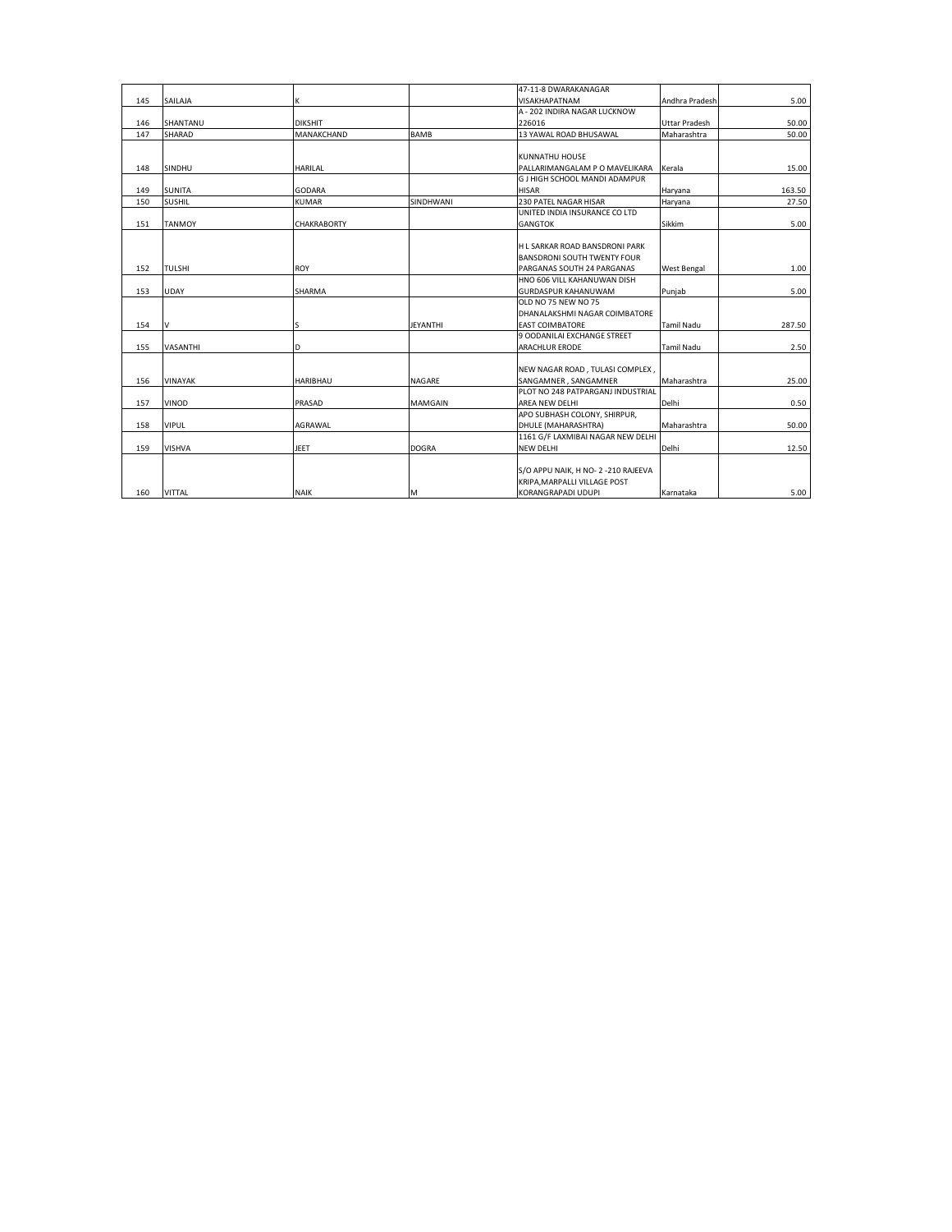| | | | | | | |
|---|---|---|---|---|---|---|
| 145 | SAILAJA | K | | 47-11-8 DWARAKANAGAR VISAKHAPATNAM | Andhra Pradesh | 5.00 |
| 146 | SHANTANU | DIKSHIT | | A - 202 INDIRA NAGAR LUCKNOW 226016 | Uttar Pradesh | 50.00 |
| 147 | SHARAD | MANAKCHAND | BAMB | 13 YAWAL ROAD BHUSAWAL | Maharashtra | 50.00 |
| 148 | SINDHU | HARILAL | | KUNNATHU HOUSE PALLARIMANGALAM P O MAVELIKARA | Kerala | 15.00 |
| 149 | SUNITA | GODARA | | G J HIGH SCHOOL MANDI ADAMPUR HISAR | Haryana | 163.50 |
| 150 | SUSHIL | KUMAR | SINDHWANI | 230 PATEL NAGAR HISAR | Haryana | 27.50 |
| 151 | TANMOY | CHAKRABORTY | | UNITED INDIA INSURANCE CO LTD GANGTOK | Sikkim | 5.00 |
| 152 | TULSHI | ROY | | H L SARKAR ROAD BANSDRONI PARK BANSDRONI SOUTH TWENTY FOUR PARGANAS SOUTH 24 PARGANAS | West Bengal | 1.00 |
| 153 | UDAY | SHARMA | | HNO 606 VILL KAHANUWAN DISH GURDASPUR KAHANUWAM | Punjab | 5.00 |
| 154 | V | S | JEYANTHI | OLD NO 75 NEW NO 75 DHANALAKSHMI NAGAR COIMBATORE EAST COIMBATORE | Tamil Nadu | 287.50 |
| 155 | VASANTHI | D | | 9 OODANILAI EXCHANGE STREET ARACHLUR ERODE | Tamil Nadu | 2.50 |
| 156 | VINAYAK | HARIBHAU | NAGARE | NEW NAGAR ROAD , TULASI COMPLEX , SANGAMNER , SANGAMNER | Maharashtra | 25.00 |
| 157 | VINOD | PRASAD | MAMGAIN | PLOT NO 248 PATPARGANJ INDUSTRIAL AREA NEW DELHI | Delhi | 0.50 |
| 158 | VIPUL | AGRAWAL | | APO SUBHASH COLONY, SHIRPUR, DHULE (MAHARASHTRA) | Maharashtra | 50.00 |
| 159 | VISHVA | JEET | DOGRA | 1161 G/F LAXMIBAI NAGAR NEW DELHI NEW DELHI | Delhi | 12.50 |
| 160 | VITTAL | NAIK | M | S/O APPU NAIK, H NO- 2 -210 RAJEEVA KRIPA,MARPALLI VILLAGE POST KORANGRAPADI UDUPI | Karnataka | 5.00 |